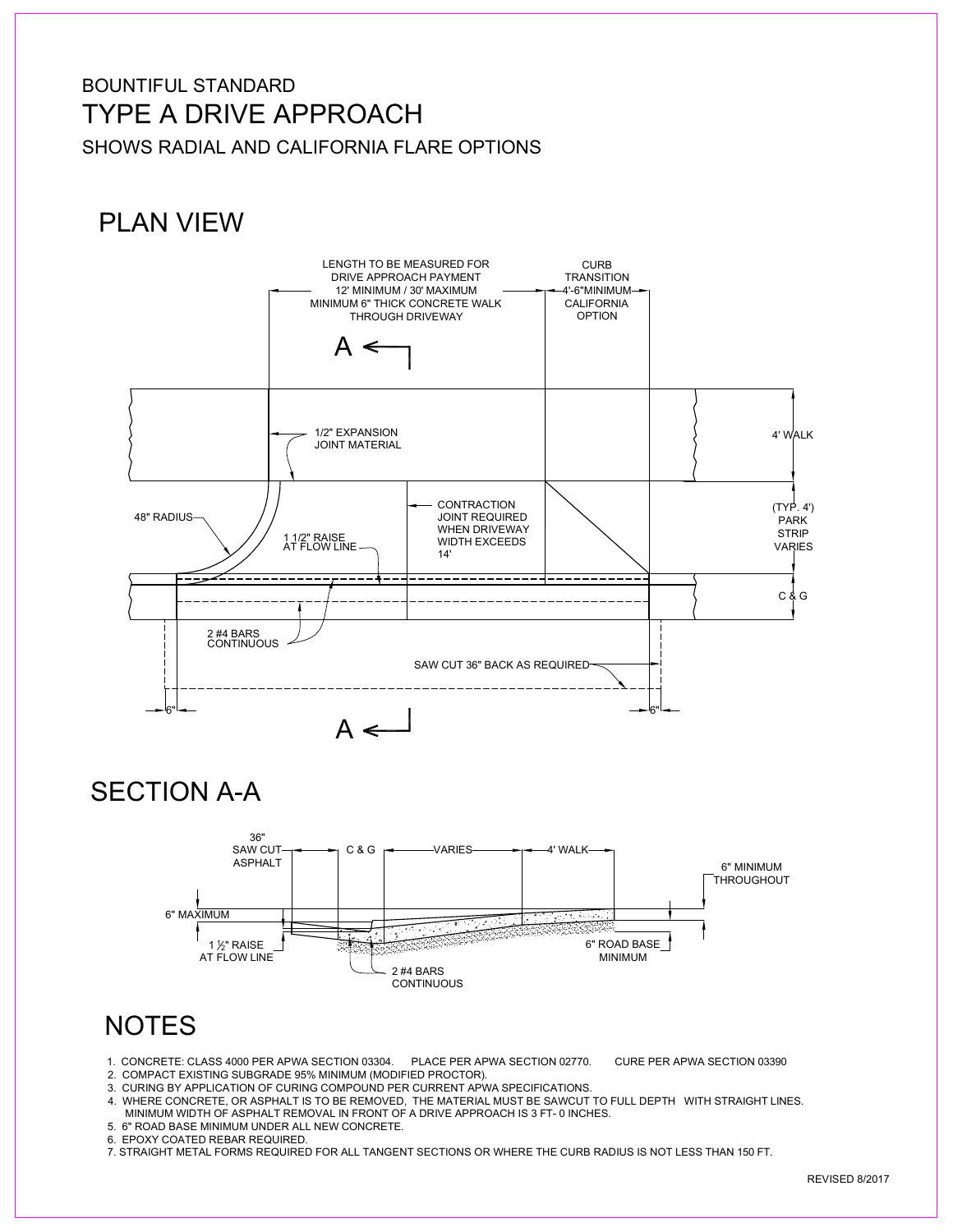BOUNTIFUL STANDARD

# TYPE A DRIVE APPROACH

SHOWS RADIAL AND CALIFORNIA FLARE OPTIONS

## PLAN VIEW

LENGTH TO BE MEASURED FOR DRIVE APPROACH PAYMENT
12' MINIMUM / 30' MAXIMUM
MINIMUM 6" THICK CONCRETE WALK THROUGH DRIVEWAY

CURB TRANSITION
4'-6"MINIMUM
CALIFORNIA OPTION

A

1/2" EXPANSION JOINT MATERIAL

4' WALK

48" RADIUS

1 1/2" RAISE AT FLOW LINE

CONTRACTION JOINT REQUIRED WHEN DRIVEWAY WIDTH EXCEEDS 14'

(TYP. 4') PARK STRIP VARIES

C & G

2 #4 BARS CONTINUOUS

SAW CUT 36" BACK AS REQUIRED

6"

6"

A

## SECTION A-A

36" SAW CUT ASPHALT

C & G

VARIES

4' WALK

6" MINIMUM THROUGHOUT

6" MAXIMUM

1 ½" RAISE AT FLOW LINE

6" ROAD BASE MINIMUM

2 #4 BARS CONTINUOUS

## NOTES

1. CONCRETE: CLASS 4000 PER APWA SECTION 03304. PLACE PER APWA SECTION 02770. CURE PER APWA SECTION 03390
2. COMPACT EXISTING SUBGRADE 95% MINIMUM (MODIFIED PROCTOR).
3. CURING BY APPLICATION OF CURING COMPOUND PER CURRENT APWA SPECIFICATIONS.
4. WHERE CONCRETE, OR ASPHALT IS TO BE REMOVED, THE MATERIAL MUST BE SAWCUT TO FULL DEPTH WITH STRAIGHT LINES. MINIMUM WIDTH OF ASPHALT REMOVAL IN FRONT OF A DRIVE APPROACH IS 3 FT- 0 INCHES.
5. 6" ROAD BASE MINIMUM UNDER ALL NEW CONCRETE.
6. EPOXY COATED REBAR REQUIRED.
7. STRAIGHT METAL FORMS REQUIRED FOR ALL TANGENT SECTIONS OR WHERE THE CURB RADIUS IS NOT LESS THAN 150 FT.

REVISED 8/2017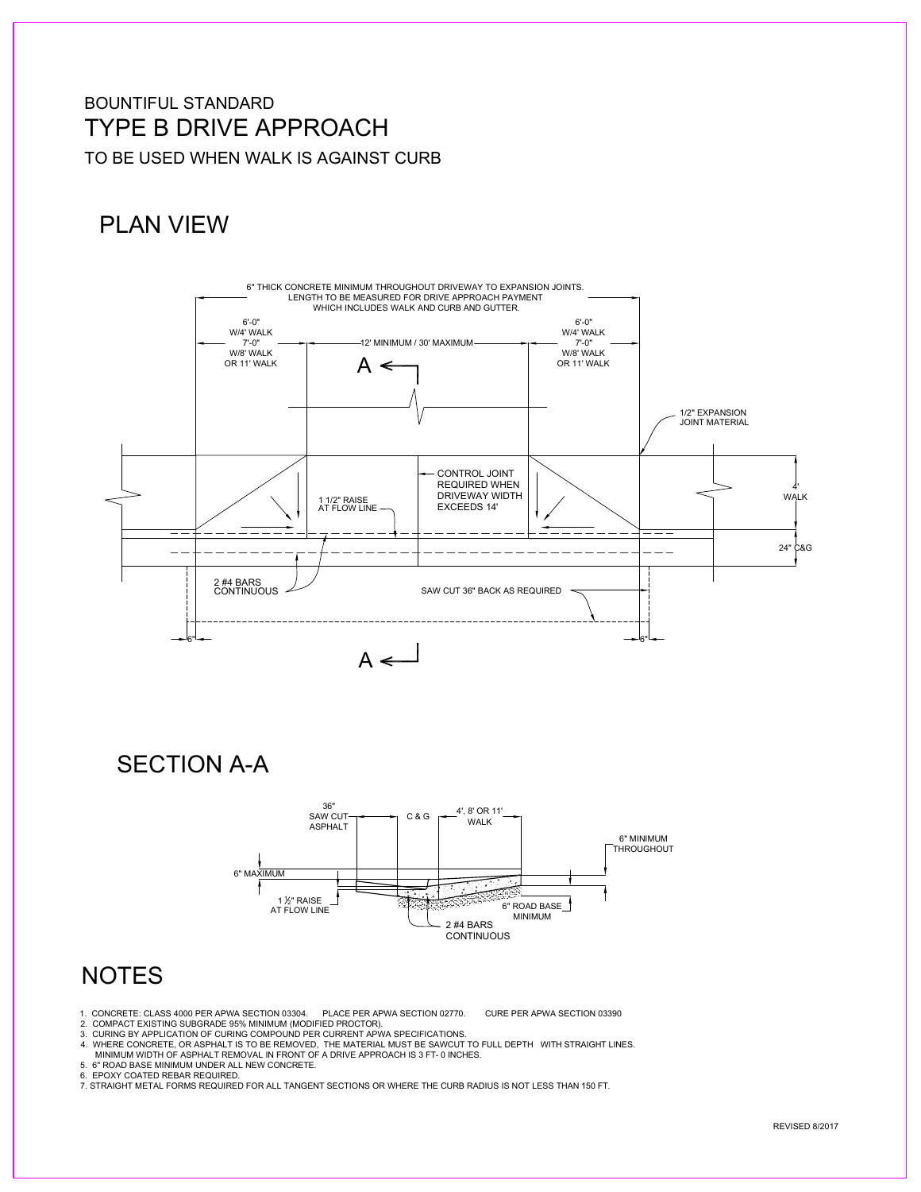BOUNTIFUL STANDARD

# TYPE B DRIVE APPROACH

TO BE USED WHEN WALK IS AGAINST CURB

## PLAN VIEW

6" THICK CONCRETE MINIMUM THROUGHOUT DRIVEWAY TO EXPANSION JOINTS. LENGTH TO BE MEASURED FOR DRIVE APPROACH PAYMENT WHICH INCLUDES WALK AND CURB AND GUTTER.

6'-0" W/4' WALK
7'-0" W/8' WALK OR 11' WALK

12' MINIMUM / 30' MAXIMUM

6'-0" W/4' WALK
7'-0" W/8' WALK OR 11' WALK

A

1/2" EXPANSION JOINT MATERIAL

CONTROL JOINT REQUIRED WHEN DRIVEWAY WIDTH EXCEEDS 14'

1 1/2" RAISE AT FLOW LINE

4' WALK

24" C&G

2 #4 BARS CONTINUOUS

SAW CUT 36" BACK AS REQUIRED

6"

6"

A

## SECTION A-A

36" SAW CUT ASPHALT

C & G

4', 8' OR 11' WALK

6" MINIMUM THROUGHOUT

6" MAXIMUM

1 ½" RAISE AT FLOW LINE

6" ROAD BASE MINIMUM

2 #4 BARS CONTINUOUS

## NOTES

1. CONCRETE: CLASS 4000 PER APWA SECTION 03304. PLACE PER APWA SECTION 02770. CURE PER APWA SECTION 03390
2. COMPACT EXISTING SUBGRADE 95% MINIMUM (MODIFIED PROCTOR).
3. CURING BY APPLICATION OF CURING COMPOUND PER CURRENT APWA SPECIFICATIONS.
4. WHERE CONCRETE, OR ASPHALT IS TO BE REMOVED, THE MATERIAL MUST BE SAWCUT TO FULL DEPTH WITH STRAIGHT LINES. MINIMUM WIDTH OF ASPHALT REMOVAL IN FRONT OF A DRIVE APPROACH IS 3 FT- 0 INCHES.
5. 6" ROAD BASE MINIMUM UNDER ALL NEW CONCRETE.
6. EPOXY COATED REBAR REQUIRED.
7. STRAIGHT METAL FORMS REQUIRED FOR ALL TANGENT SECTIONS OR WHERE THE CURB RADIUS IS NOT LESS THAN 150 FT.

REVISED 8/2017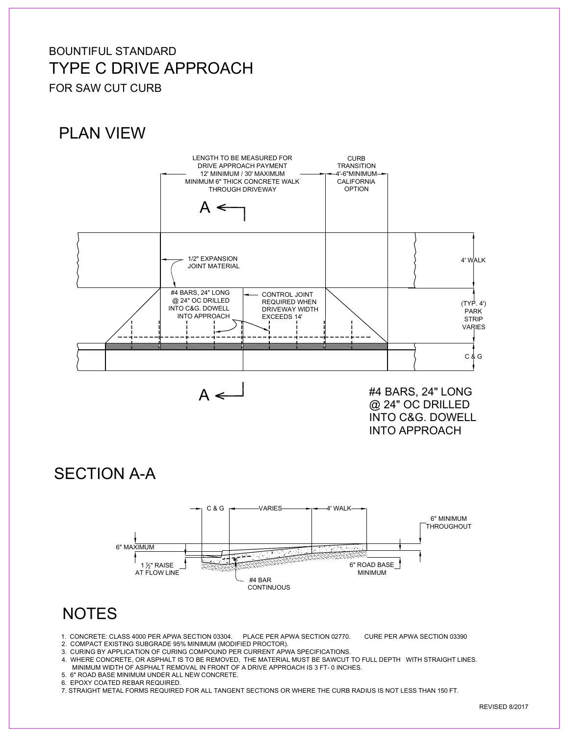BOUNTIFUL STANDARD

# TYPE C DRIVE APPROACH

FOR SAW CUT CURB

## PLAN VIEW

LENGTH TO BE MEASURED FOR DRIVE APPROACH PAYMENT 12' MINIMUM / 30' MAXIMUM MINIMUM 6" THICK CONCRETE WALK THROUGH DRIVEWAY

CURB TRANSITION 4'-6"MINIMUM CALIFORNIA OPTION

A

1/2" EXPANSION JOINT MATERIAL

4' WALK

#4 BARS, 24" LONG @ 24" OC DRILLED INTO C&G. DOWELL INTO APPROACH

CONTROL JOINT REQUIRED WHEN DRIVEWAY WIDTH EXCEEDS 14'

(TYP. 4') PARK STRIP VARIES

C & G

A

#4 BARS, 24" LONG @ 24" OC DRILLED INTO C&G. DOWELL INTO APPROACH

## SECTION A-A

C & G — VARIES — 4' WALK

6" MINIMUM THROUGHOUT

6" MAXIMUM

1 ½" RAISE AT FLOW LINE

6" ROAD BASE MINIMUM

#4 BAR CONTINUOUS

## NOTES

1. CONCRETE: CLASS 4000 PER APWA SECTION 03304. PLACE PER APWA SECTION 02770. CURE PER APWA SECTION 03390
2. COMPACT EXISTING SUBGRADE 95% MINIMUM (MODIFIED PROCTOR).
3. CURING BY APPLICATION OF CURING COMPOUND PER CURRENT APWA SPECIFICATIONS.
4. WHERE CONCRETE, OR ASPHALT IS TO BE REMOVED, THE MATERIAL MUST BE SAWCUT TO FULL DEPTH WITH STRAIGHT LINES. MINIMUM WIDTH OF ASPHALT REMOVAL IN FRONT OF A DRIVE APPROACH IS 3 FT- 0 INCHES.
5. 6" ROAD BASE MINIMUM UNDER ALL NEW CONCRETE.
6. EPOXY COATED REBAR REQUIRED.
7. STRAIGHT METAL FORMS REQUIRED FOR ALL TANGENT SECTIONS OR WHERE THE CURB RADIUS IS NOT LESS THAN 150 FT.

REVISED 8/2017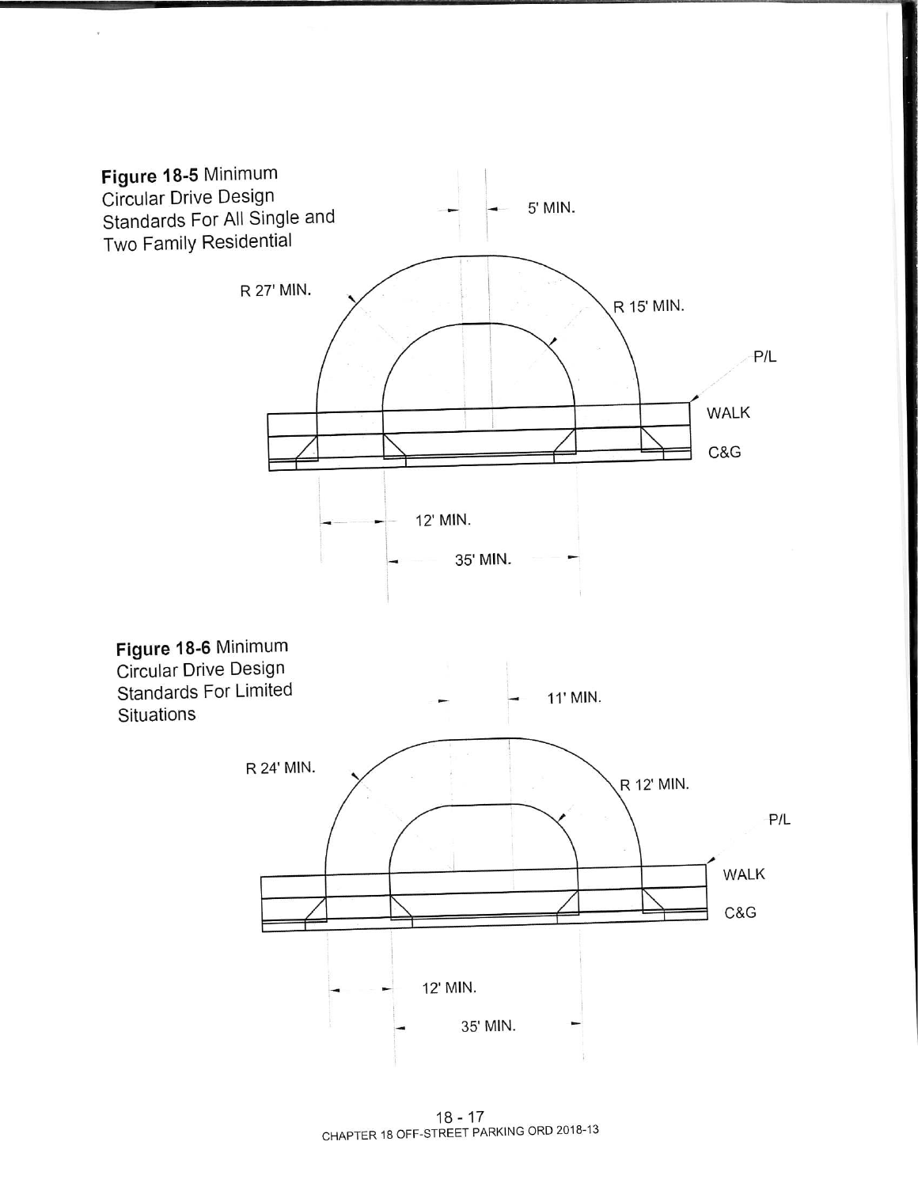**Figure 18-5** Minimum Circular Drive Design Standards For All Single and Two Family Residential

5' MIN.

R 27' MIN.

R 15' MIN.

P/L

WALK

C&G

12' MIN.

35' MIN.

**Figure 18-6** Minimum Circular Drive Design Standards For Limited Situations

11' MIN.

R 24' MIN.

R 12' MIN.

P/L

WALK

C&G

12' MIN.

35' MIN.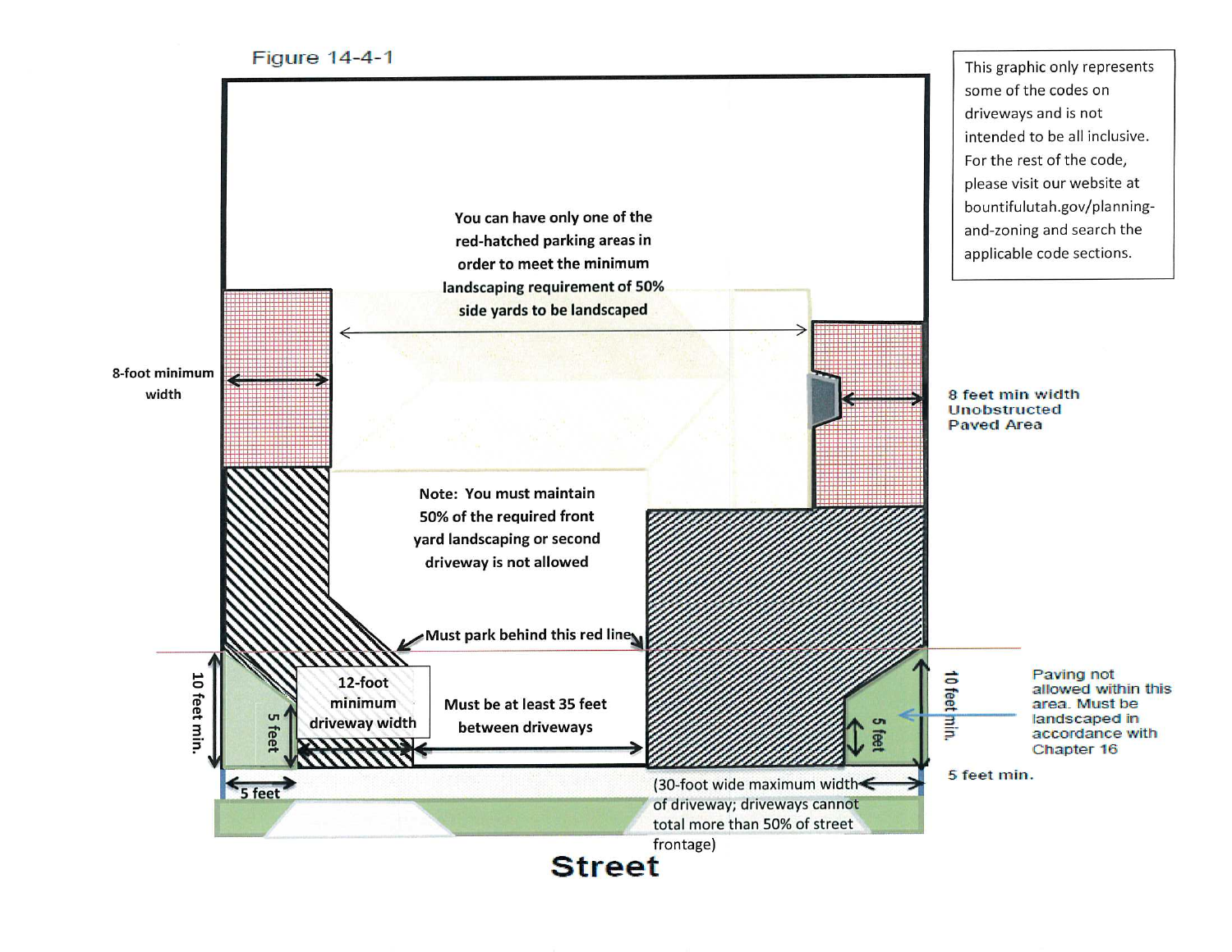Figure 14-4-1

This graphic only represents some of the codes on driveways and is not intended to be all inclusive. For the rest of the code, please visit our website at bountifulutah.gov/planning-and-zoning and search the applicable code sections.

You can have only one of the red-hatched parking areas in order to meet the minimum landscaping requirement of 50% side yards to be landscaped

8-foot minimum width

8 feet min width
Unobstructed
Paved Area

Note: You must maintain 50% of the required front yard landscaping or second driveway is not allowed

Must park behind this red line

10 feet min.

5 feet

12-foot minimum driveway width

Must be at least 35 feet between driveways

5 feet

10 feet min.

Paving not allowed within this area. Must be landscaped in accordance with Chapter 16

5 feet min.

5 feet

(30-foot wide maximum width of driveway; driveways cannot total more than 50% of street frontage)

Street